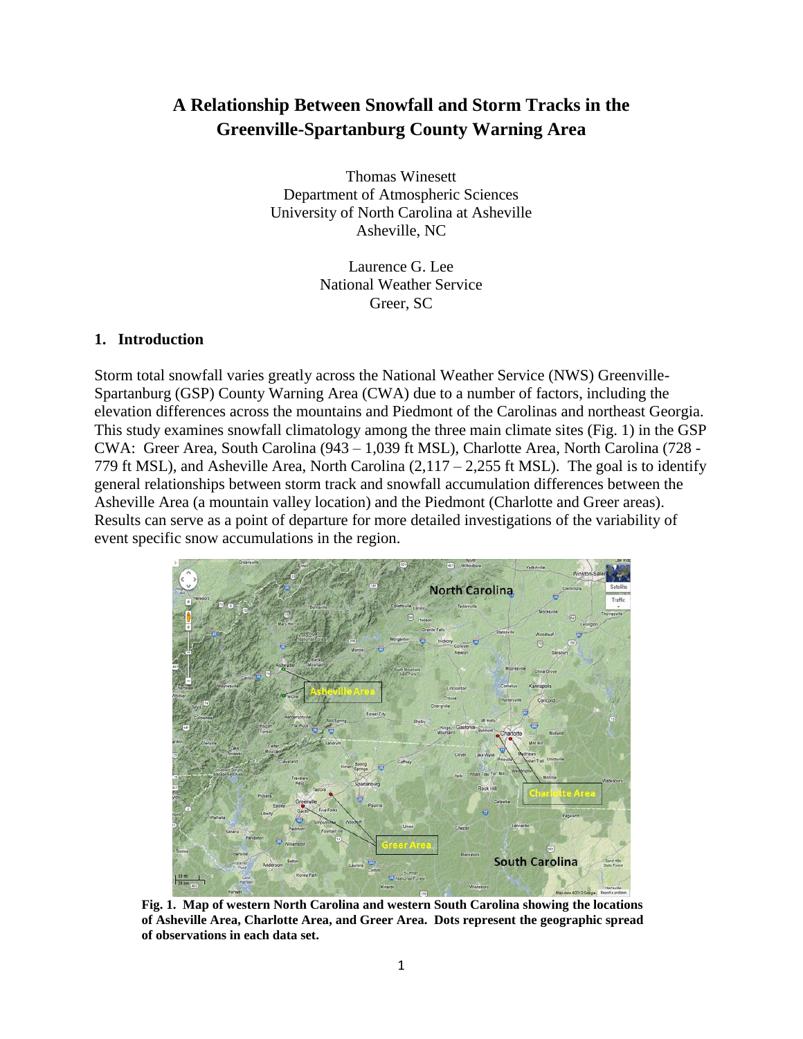# A Relationship Between Snowfall and Storm Tracks in the Greenville-Spartanburg County Warning Area

Thomas Winesett
Department of Atmospheric Sciences
University of North Carolina at Asheville
Asheville, NC

Laurence G. Lee
National Weather Service
Greer, SC

## 1. Introduction

Storm total snowfall varies greatly across the National Weather Service (NWS) Greenville-Spartanburg (GSP) County Warning Area (CWA) due to a number of factors, including the elevation differences across the mountains and Piedmont of the Carolinas and northeast Georgia. This study examines snowfall climatology among the three main climate sites (Fig. 1) in the GSP CWA: Greer Area, South Carolina (943 – 1,039 ft MSL), Charlotte Area, North Carolina (728 - 779 ft MSL), and Asheville Area, North Carolina (2,117 – 2,255 ft MSL). The goal is to identify general relationships between storm track and snowfall accumulation differences between the Asheville Area (a mountain valley location) and the Piedmont (Charlotte and Greer areas). Results can serve as a point of departure for more detailed investigations of the variability of event specific snow accumulations in the region.

**Fig. 1. Map of western North Carolina and western South Carolina showing the locations of Asheville Area, Charlotte Area, and Greer Area. Dots represent the geographic spread of observations in each data set.**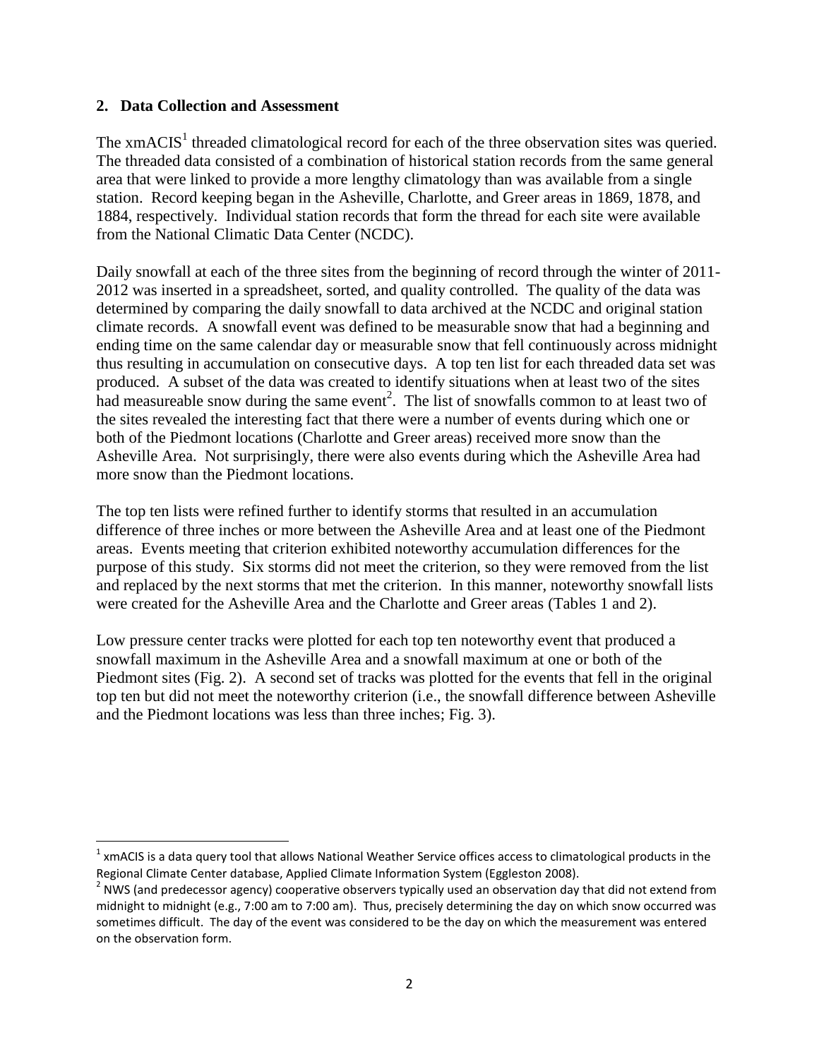## 2. Data Collection and Assessment

The xmACIS[1] threaded climatological record for each of the three observation sites was queried. The threaded data consisted of a combination of historical station records from the same general area that were linked to provide a more lengthy climatology than was available from a single station. Record keeping began in the Asheville, Charlotte, and Greer areas in 1869, 1878, and 1884, respectively. Individual station records that form the thread for each site were available from the National Climatic Data Center (NCDC).

Daily snowfall at each of the three sites from the beginning of record through the winter of 2011-2012 was inserted in a spreadsheet, sorted, and quality controlled. The quality of the data was determined by comparing the daily snowfall to data archived at the NCDC and original station climate records. A snowfall event was defined to be measurable snow that had a beginning and ending time on the same calendar day or measurable snow that fell continuously across midnight thus resulting in accumulation on consecutive days. A top ten list for each threaded data set was produced. A subset of the data was created to identify situations when at least two of the sites had measureable snow during the same event[2]. The list of snowfalls common to at least two of the sites revealed the interesting fact that there were a number of events during which one or both of the Piedmont locations (Charlotte and Greer areas) received more snow than the Asheville Area. Not surprisingly, there were also events during which the Asheville Area had more snow than the Piedmont locations.

The top ten lists were refined further to identify storms that resulted in an accumulation difference of three inches or more between the Asheville Area and at least one of the Piedmont areas. Events meeting that criterion exhibited noteworthy accumulation differences for the purpose of this study. Six storms did not meet the criterion, so they were removed from the list and replaced by the next storms that met the criterion. In this manner, noteworthy snowfall lists were created for the Asheville Area and the Charlotte and Greer areas (Tables 1 and 2).

Low pressure center tracks were plotted for each top ten noteworthy event that produced a snowfall maximum in the Asheville Area and a snowfall maximum at one or both of the Piedmont sites (Fig. 2). A second set of tracks was plotted for the events that fell in the original top ten but did not meet the noteworthy criterion (i.e., the snowfall difference between Asheville and the Piedmont locations was less than three inches; Fig. 3).

---

[1] xmACIS is a data query tool that allows National Weather Service offices access to climatological products in the Regional Climate Center database, Applied Climate Information System (Eggleston 2008).

[2] NWS (and predecessor agency) cooperative observers typically used an observation day that did not extend from midnight to midnight (e.g., 7:00 am to 7:00 am). Thus, precisely determining the day on which snow occurred was sometimes difficult. The day of the event was considered to be the day on which the measurement was entered on the observation form.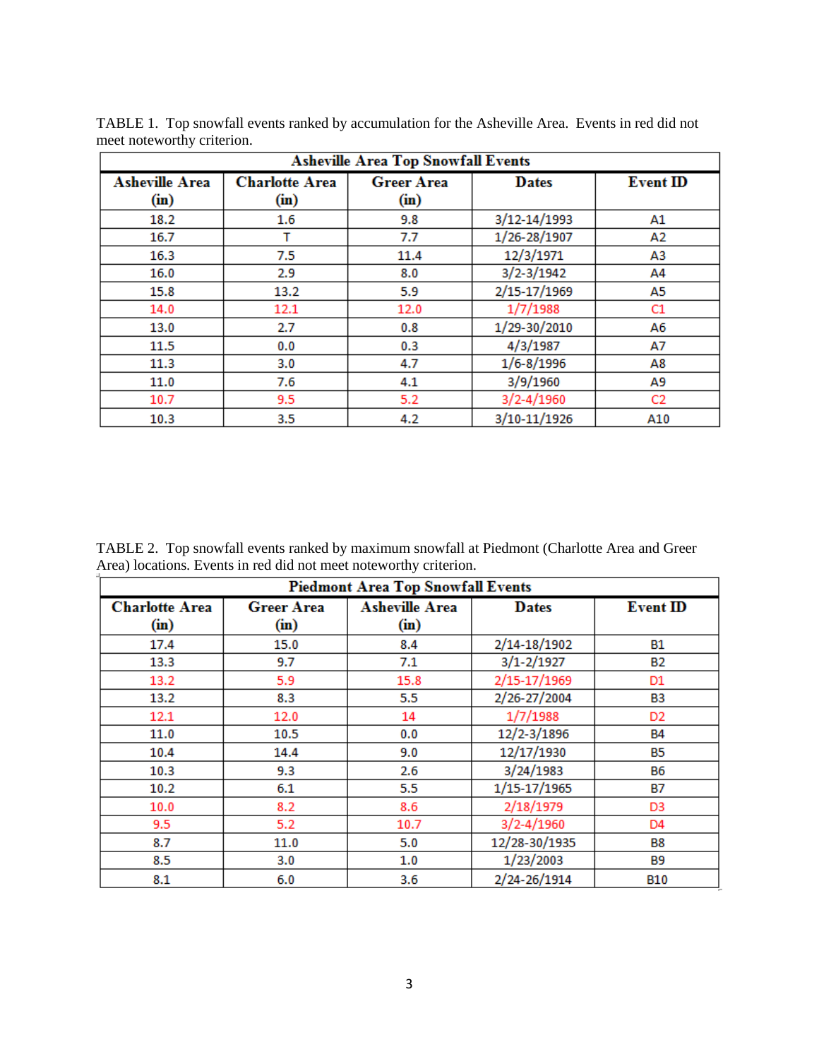TABLE 1. Top snowfall events ranked by accumulation for the Asheville Area. Events in red did not meet noteworthy criterion.

| Asheville Area Top Snowfall Events | | | | |
|---|---|---|---|---|
| Asheville Area (in) | Charlotte Area (in) | Greer Area (in) | Dates | Event ID |
| 18.2 | 1.6 | 9.8 | 3/12-14/1993 | A1 |
| 16.7 | T | 7.7 | 1/26-28/1907 | A2 |
| 16.3 | 7.5 | 11.4 | 12/3/1971 | A3 |
| 16.0 | 2.9 | 8.0 | 3/2-3/1942 | A4 |
| 15.8 | 13.2 | 5.9 | 2/15-17/1969 | A5 |
| 14.0 | 12.1 | 12.0 | 1/7/1988 | C1 |
| 13.0 | 2.7 | 0.8 | 1/29-30/2010 | A6 |
| 11.5 | 0.0 | 0.3 | 4/3/1987 | A7 |
| 11.3 | 3.0 | 4.7 | 1/6-8/1996 | A8 |
| 11.0 | 7.6 | 4.1 | 3/9/1960 | A9 |
| 10.7 | 9.5 | 5.2 | 3/2-4/1960 | C2 |
| 10.3 | 3.5 | 4.2 | 3/10-11/1926 | A10 |

TABLE 2. Top snowfall events ranked by maximum snowfall at Piedmont (Charlotte Area and Greer Area) locations. Events in red did not meet noteworthy criterion.

| Piedmont Area Top Snowfall Events | | | | |
|---|---|---|---|---|
| Charlotte Area (in) | Greer Area (in) | Asheville Area (in) | Dates | Event ID |
| 17.4 | 15.0 | 8.4 | 2/14-18/1902 | B1 |
| 13.3 | 9.7 | 7.1 | 3/1-2/1927 | B2 |
| 13.2 | 5.9 | 15.8 | 2/15-17/1969 | D1 |
| 13.2 | 8.3 | 5.5 | 2/26-27/2004 | B3 |
| 12.1 | 12.0 | 14 | 1/7/1988 | D2 |
| 11.0 | 10.5 | 0.0 | 12/2-3/1896 | B4 |
| 10.4 | 14.4 | 9.0 | 12/17/1930 | B5 |
| 10.3 | 9.3 | 2.6 | 3/24/1983 | B6 |
| 10.2 | 6.1 | 5.5 | 1/15-17/1965 | B7 |
| 10.0 | 8.2 | 8.6 | 2/18/1979 | D3 |
| 9.5 | 5.2 | 10.7 | 3/2-4/1960 | D4 |
| 8.7 | 11.0 | 5.0 | 12/28-30/1935 | B8 |
| 8.5 | 3.0 | 1.0 | 1/23/2003 | B9 |
| 8.1 | 6.0 | 3.6 | 2/24-26/1914 | B10 |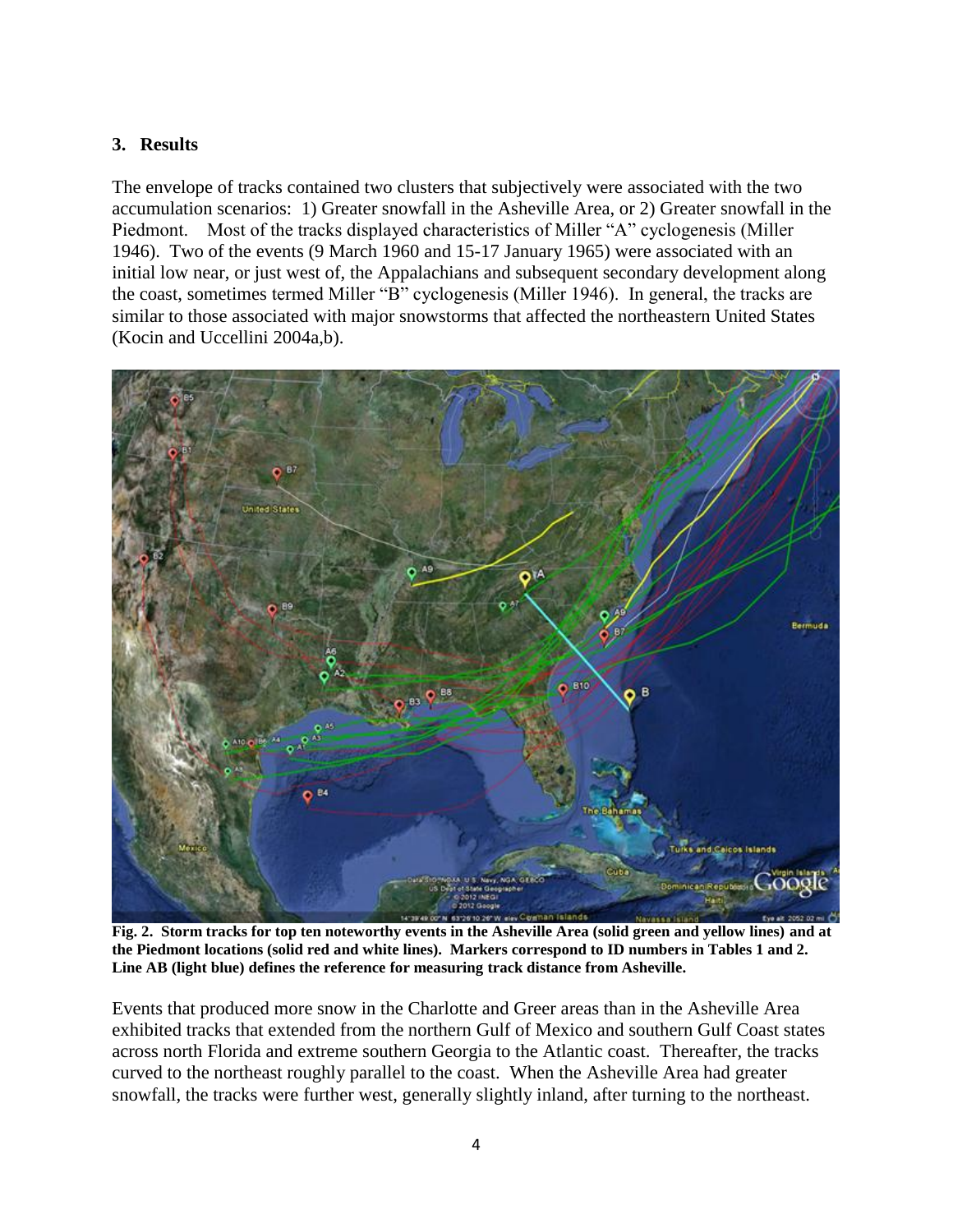## 3. Results

The envelope of tracks contained two clusters that subjectively were associated with the two accumulation scenarios: 1) Greater snowfall in the Asheville Area, or 2) Greater snowfall in the Piedmont. Most of the tracks displayed characteristics of Miller "A" cyclogenesis (Miller 1946). Two of the events (9 March 1960 and 15-17 January 1965) were associated with an initial low near, or just west of, the Appalachians and subsequent secondary development along the coast, sometimes termed Miller "B" cyclogenesis (Miller 1946). In general, the tracks are similar to those associated with major snowstorms that affected the northeastern United States (Kocin and Uccellini 2004a,b).

**Fig. 2. Storm tracks for top ten noteworthy events in the Asheville Area (solid green and yellow lines) and at the Piedmont locations (solid red and white lines). Markers correspond to ID numbers in Tables 1 and 2. Line AB (light blue) defines the reference for measuring track distance from Asheville.**

Events that produced more snow in the Charlotte and Greer areas than in the Asheville Area exhibited tracks that extended from the northern Gulf of Mexico and southern Gulf Coast states across north Florida and extreme southern Georgia to the Atlantic coast. Thereafter, the tracks curved to the northeast roughly parallel to the coast. When the Asheville Area had greater snowfall, the tracks were further west, generally slightly inland, after turning to the northeast.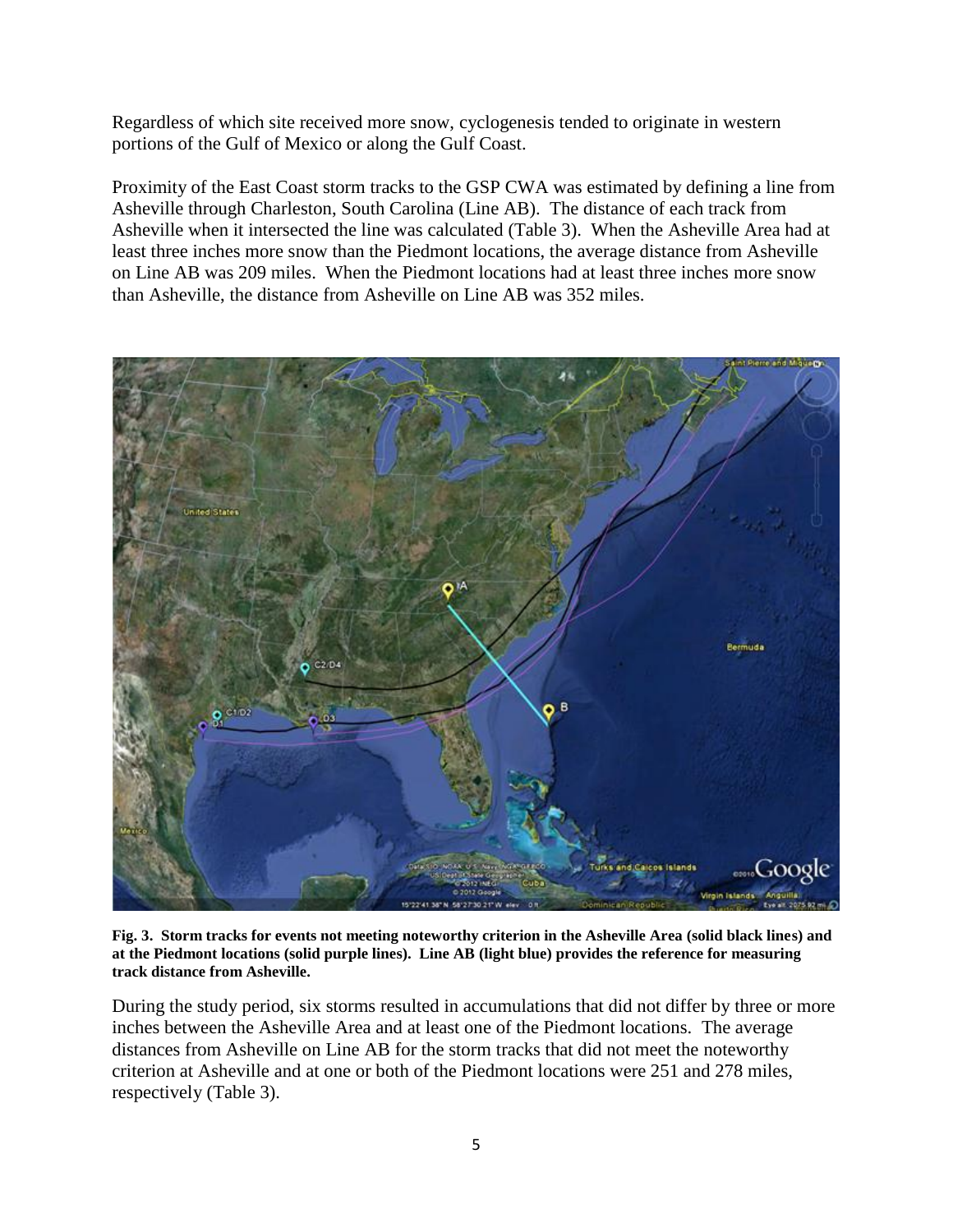Regardless of which site received more snow, cyclogenesis tended to originate in western portions of the Gulf of Mexico or along the Gulf Coast.

Proximity of the East Coast storm tracks to the GSP CWA was estimated by defining a line from Asheville through Charleston, South Carolina (Line AB). The distance of each track from Asheville when it intersected the line was calculated (Table 3). When the Asheville Area had at least three inches more snow than the Piedmont locations, the average distance from Asheville on Line AB was 209 miles. When the Piedmont locations had at least three inches more snow than Asheville, the distance from Asheville on Line AB was 352 miles.

**Fig. 3. Storm tracks for events not meeting noteworthy criterion in the Asheville Area (solid black lines) and at the Piedmont locations (solid purple lines). Line AB (light blue) provides the reference for measuring track distance from Asheville.**

During the study period, six storms resulted in accumulations that did not differ by three or more inches between the Asheville Area and at least one of the Piedmont locations. The average distances from Asheville on Line AB for the storm tracks that did not meet the noteworthy criterion at Asheville and at one or both of the Piedmont locations were 251 and 278 miles, respectively (Table 3).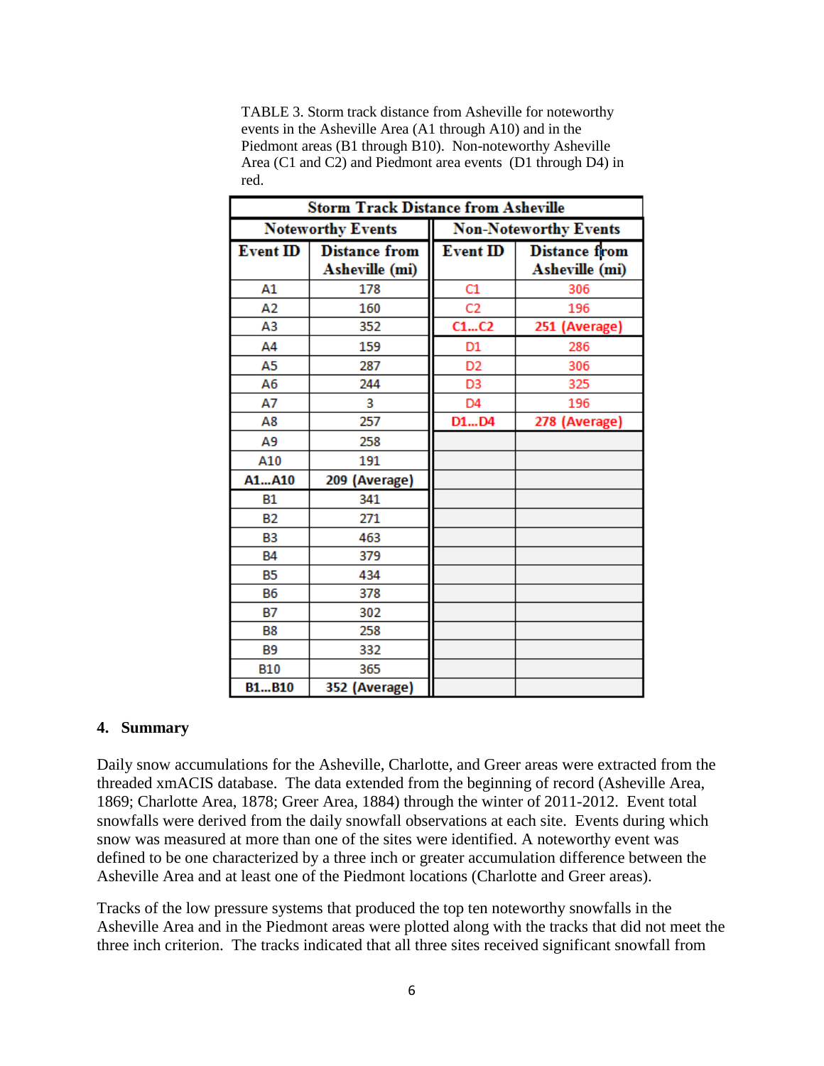TABLE 3. Storm track distance from Asheville for noteworthy events in the Asheville Area (A1 through A10) and in the Piedmont areas (B1 through B10). Non-noteworthy Asheville Area (C1 and C2) and Piedmont area events (D1 through D4) in red.

| Storm Track Distance from Asheville | | | |
|---|---|---|---|
| **Noteworthy Events** | | **Non-Noteworthy Events** | |
| **Event ID** | **Distance from Asheville (mi)** | **Event ID** | **Distance from Asheville (mi)** |
| A1 | 178 | C1 | 306 |
| A2 | 160 | C2 | 196 |
| A3 | 352 | **C1...C2** | **251 (Average)** |
| A4 | 159 | D1 | 286 |
| A5 | 287 | D2 | 306 |
| A6 | 244 | D3 | 325 |
| A7 | 3 | D4 | 196 |
| A8 | 257 | **D1...D4** | **278 (Average)** |
| A9 | 258 | | |
| A10 | 191 | | |
| **A1...A10** | **209 (Average)** | | |
| B1 | 341 | | |
| B2 | 271 | | |
| B3 | 463 | | |
| B4 | 379 | | |
| B5 | 434 | | |
| B6 | 378 | | |
| B7 | 302 | | |
| B8 | 258 | | |
| B9 | 332 | | |
| B10 | 365 | | |
| **B1...B10** | **352 (Average)** | | |

## 4. Summary

Daily snow accumulations for the Asheville, Charlotte, and Greer areas were extracted from the threaded xmACIS database. The data extended from the beginning of record (Asheville Area, 1869; Charlotte Area, 1878; Greer Area, 1884) through the winter of 2011-2012. Event total snowfalls were derived from the daily snowfall observations at each site. Events during which snow was measured at more than one of the sites were identified. A noteworthy event was defined to be one characterized by a three inch or greater accumulation difference between the Asheville Area and at least one of the Piedmont locations (Charlotte and Greer areas).

Tracks of the low pressure systems that produced the top ten noteworthy snowfalls in the Asheville Area and in the Piedmont areas were plotted along with the tracks that did not meet the three inch criterion. The tracks indicated that all three sites received significant snowfall from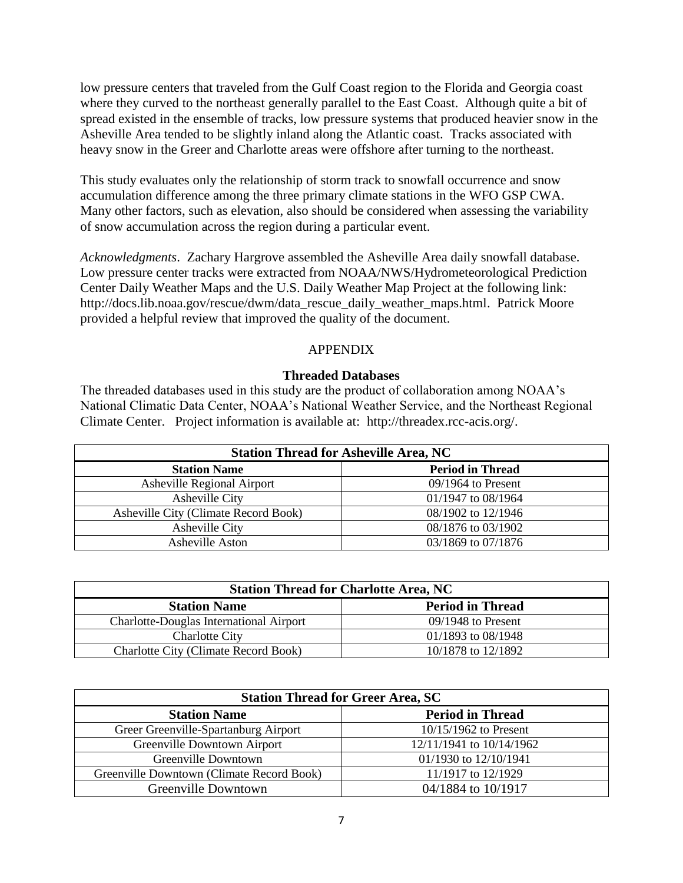low pressure centers that traveled from the Gulf Coast region to the Florida and Georgia coast where they curved to the northeast generally parallel to the East Coast. Although quite a bit of spread existed in the ensemble of tracks, low pressure systems that produced heavier snow in the Asheville Area tended to be slightly inland along the Atlantic coast. Tracks associated with heavy snow in the Greer and Charlotte areas were offshore after turning to the northeast.

This study evaluates only the relationship of storm track to snowfall occurrence and snow accumulation difference among the three primary climate stations in the WFO GSP CWA. Many other factors, such as elevation, also should be considered when assessing the variability of snow accumulation across the region during a particular event.

*Acknowledgments*. Zachary Hargrove assembled the Asheville Area daily snowfall database. Low pressure center tracks were extracted from NOAA/NWS/Hydrometeorological Prediction Center Daily Weather Maps and the U.S. Daily Weather Map Project at the following link: http://docs.lib.noaa.gov/rescue/dwm/data_rescue_daily_weather_maps.html. Patrick Moore provided a helpful review that improved the quality of the document.

## APPENDIX

### Threaded Databases

The threaded databases used in this study are the product of collaboration among NOAA's National Climatic Data Center, NOAA's National Weather Service, and the Northeast Regional Climate Center. Project information is available at: http://threadex.rcc-acis.org/.

| Station Thread for Asheville Area, NC | |
|---|---|
| **Station Name** | **Period in Thread** |
| Asheville Regional Airport | 09/1964 to Present |
| Asheville City | 01/1947 to 08/1964 |
| Asheville City (Climate Record Book) | 08/1902 to 12/1946 |
| Asheville City | 08/1876 to 03/1902 |
| Asheville Aston | 03/1869 to 07/1876 |

| Station Thread for Charlotte Area, NC | |
|---|---|
| **Station Name** | **Period in Thread** |
| Charlotte-Douglas International Airport | 09/1948 to Present |
| Charlotte City | 01/1893 to 08/1948 |
| Charlotte City (Climate Record Book) | 10/1878 to 12/1892 |

| Station Thread for Greer Area, SC | |
|---|---|
| **Station Name** | **Period in Thread** |
| Greer Greenville-Spartanburg Airport | 10/15/1962 to Present |
| Greenville Downtown Airport | 12/11/1941 to 10/14/1962 |
| Greenville Downtown | 01/1930 to 12/10/1941 |
| Greenville Downtown (Climate Record Book) | 11/1917 to 12/1929 |
| Greenville Downtown | 04/1884 to 10/1917 |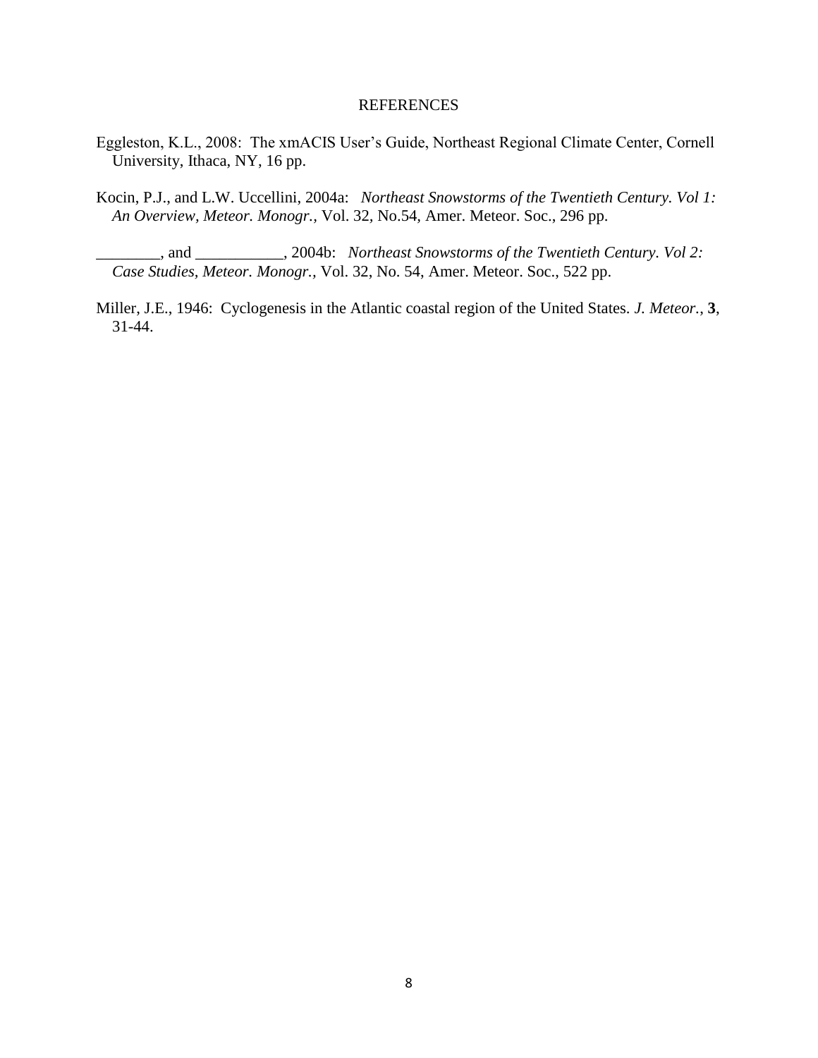# REFERENCES

Eggleston, K.L., 2008: The xmACIS User's Guide, Northeast Regional Climate Center, Cornell University, Ithaca, NY, 16 pp.

Kocin, P.J., and L.W. Uccellini, 2004a: *Northeast Snowstorms of the Twentieth Century. Vol 1: An Overview, Meteor. Monogr.,* Vol. 32, No.54, Amer. Meteor. Soc., 296 pp.

________, and ___________, 2004b: *Northeast Snowstorms of the Twentieth Century. Vol 2: Case Studies, Meteor. Monogr.,* Vol. 32, No. 54, Amer. Meteor. Soc., 522 pp.

Miller, J.E., 1946: Cyclogenesis in the Atlantic coastal region of the United States. *J. Meteor.*, **3**, 31-44.